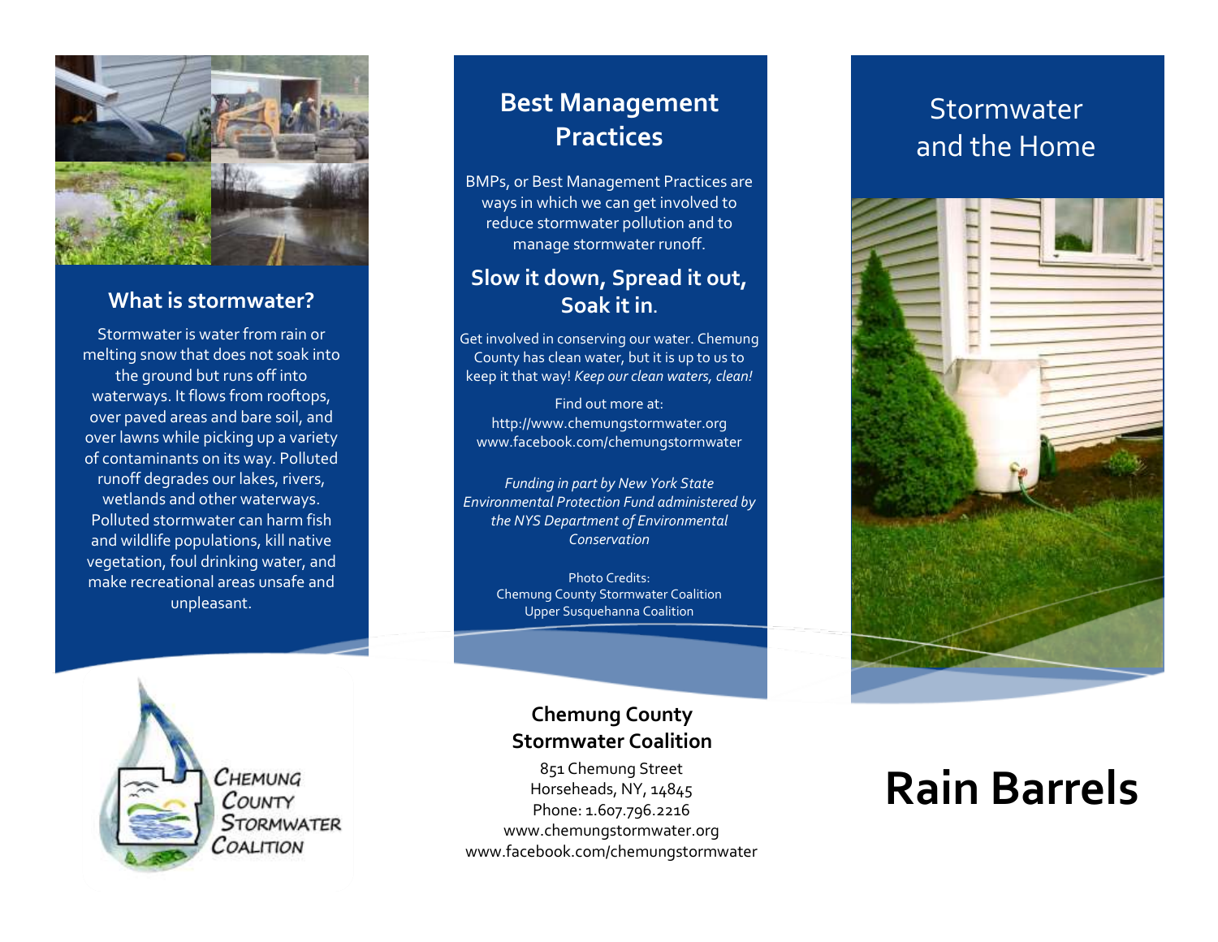## What is stormwater?

Stormwater is water from rain or melting snow that does not soak into the ground but runs off into waterways. It flows from rooftops, over paved areas and bare soil, and over lawns while picking up a variety of contaminants on its way. Polluted runoff degrades our lakes, rivers, wetlands and other waterways. Polluted stormwater can harm fish and wildlife populations, kill native vegetation, foul drinking water, and make recreational areas unsafe and unpleasant.

CHEMUNG COUNTY STORMWATER COALITION

## Best Management Practices

BMPs, or Best Management Practices are ways in which we can get involved to reduce stormwater pollution and to manage stormwater runoff.

## Slow it down, Spread it out, Soak it in.

Get involved in conserving our water. Chemung County has clean water, but it is up to us to keep it that way! *Keep our clean waters, clean!*

Find out more at:
http://www.chemungstormwater.org
www.facebook.com/chemungstormwater

*Funding in part by New York State Environmental Protection Fund administered by the NYS Department of Environmental Conservation*

Photo Credits:
Chemung County Stormwater Coalition
Upper Susquehanna Coalition

**Chemung County Stormwater Coalition**

851 Chemung Street
Horseheads, NY, 14845
Phone: 1.607.796.2216
www.chemungstormwater.org
www.facebook.com/chemungstormwater

## Stormwater and the Home

# Rain Barrels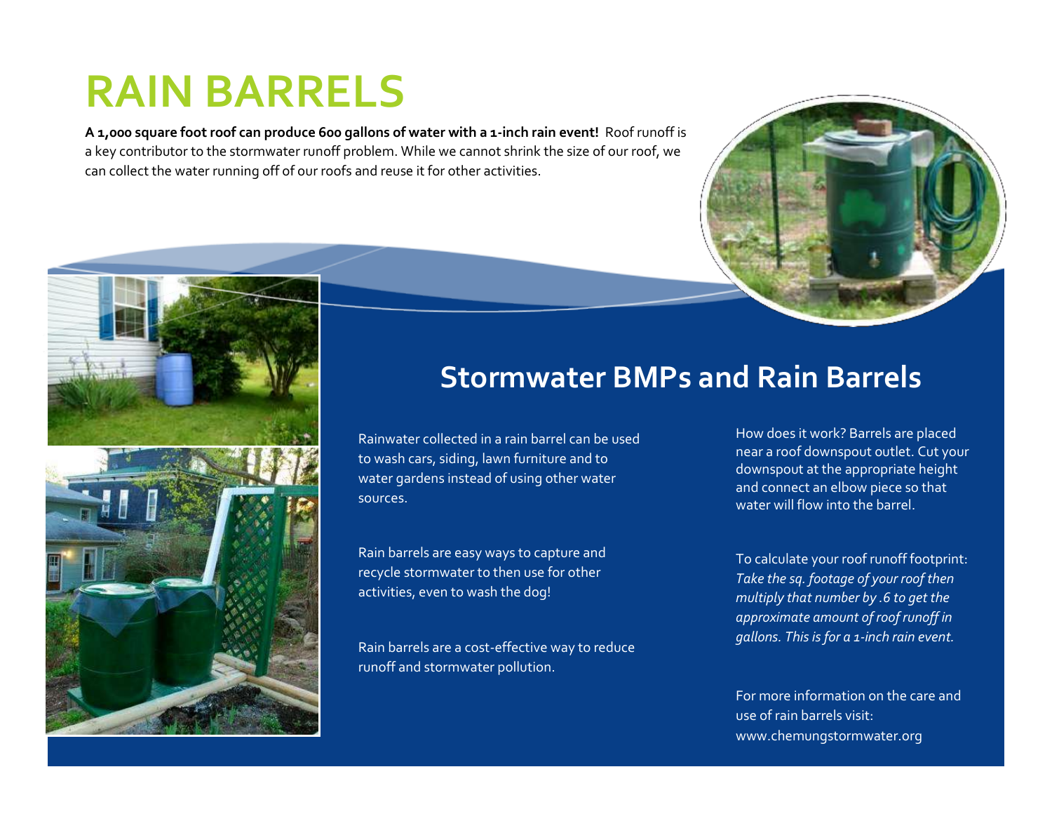# RAIN BARRELS

**A 1,000 square foot roof can produce 600 gallons of water with a 1-inch rain event!** Roof runoff is a key contributor to the stormwater runoff problem. While we cannot shrink the size of our roof, we can collect the water running off of our roofs and reuse it for other activities.

## Stormwater BMPs and Rain Barrels

Rainwater collected in a rain barrel can be used to wash cars, siding, lawn furniture and to water gardens instead of using other water sources.

Rain barrels are easy ways to capture and recycle stormwater to then use for other activities, even to wash the dog!

Rain barrels are a cost-effective way to reduce runoff and stormwater pollution.

How does it work? Barrels are placed near a roof downspout outlet. Cut your downspout at the appropriate height and connect an elbow piece so that water will flow into the barrel.

To calculate your roof runoff footprint: *Take the sq. footage of your roof then multiply that number by .6 to get the approximate amount of roof runoff in gallons. This is for a 1-inch rain event.*

For more information on the care and use of rain barrels visit: www.chemungstormwater.org